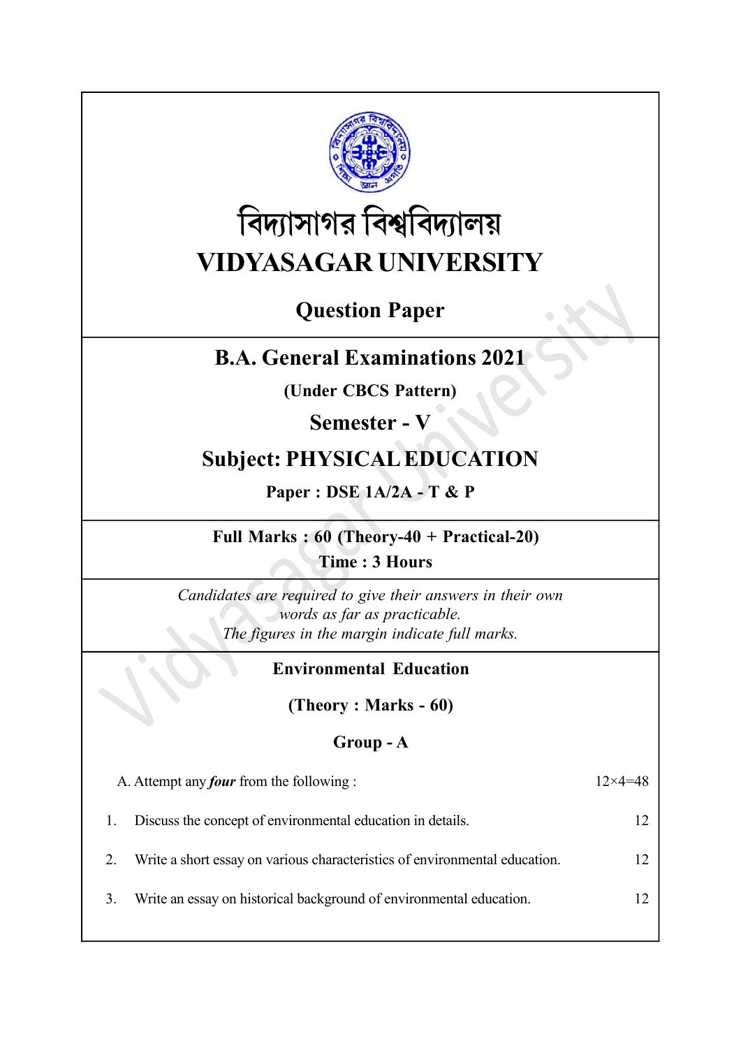বিদ্যাসাগর বিশ্ববিদ্যালয়

# VIDYASAGAR UNIVERSITY

## Question Paper

## B.A. General Examinations 2021

**(Under CBCS Pattern)**

## Semester - V

## Subject: PHYSICAL EDUCATION

**Paper : DSE 1A/2A - T & P**

**Full Marks : 60 (Theory-40 + Practical-20)**

**Time : 3 Hours**

*Candidates are required to give their answers in their own words as far as practicable.*
*The figures in the margin indicate full marks.*

**Environmental Education**

**(Theory : Marks - 60)**

**Group - A**

A. Attempt any ***four*** from the following : 12×4=48

1. Discuss the concept of environmental education in details. 12

2. Write a short essay on various characteristics of environmental education. 12

3. Write an essay on historical background of environmental education. 12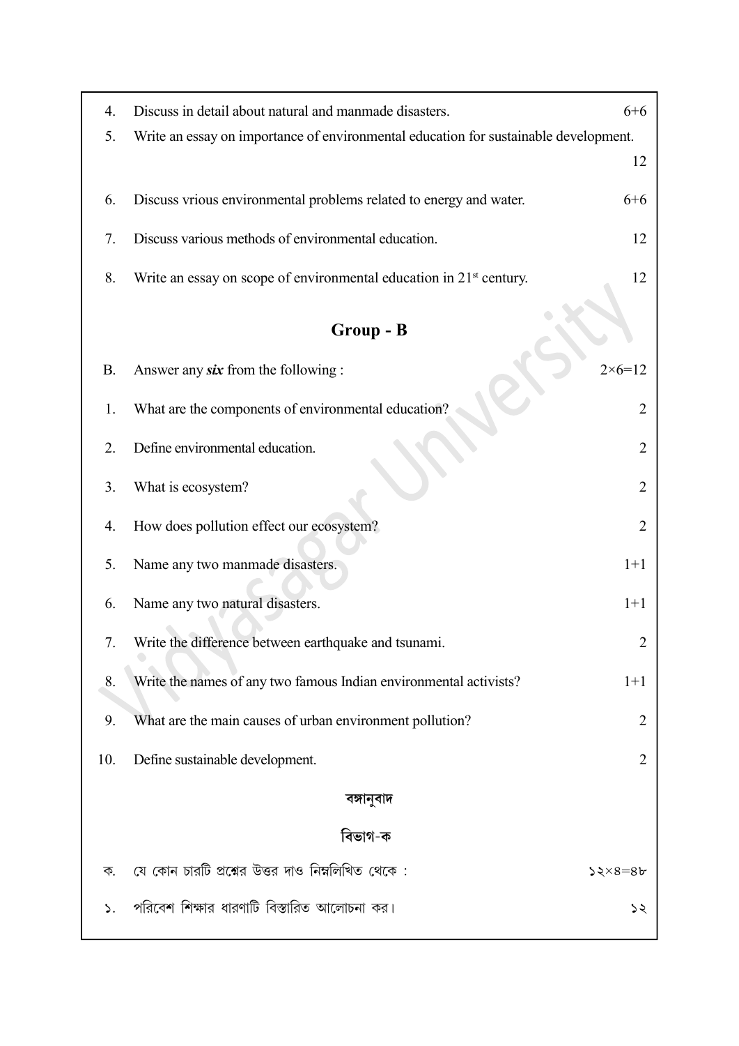4. Discuss in detail about natural and manmade disasters. 6+6

5. Write an essay on importance of environmental education for sustainable development. 12

6. Discuss vrious environmental problems related to energy and water. 6+6

7. Discuss various methods of environmental education. 12

8. Write an essay on scope of environmental education in 21st century. 12

## Group - B

B. Answer any ***six*** from the following : $2 \times 6 = 12$

1. What are the components of environmental education? 2

2. Define environmental education. 2

3. What is ecosystem? 2

4. How does pollution effect our ecosystem? 2

5. Name any two manmade disasters. 1+1

6. Name any two natural disasters. 1+1

7. Write the difference between earthquake and tsunami. 2

8. Write the names of any two famous Indian environmental activists? 1+1

9. What are the main causes of urban environment pollution? 2

10. Define sustainable development. 2

### বঙ্গানুবাদ

### বিভাগ-ক

ক. যে কোন চারটি প্রশ্নের উত্তর দাও নিম্নলিখিত থেকে : ১২×৪=৪৮

১. পরিবেশ শিক্ষার ধারণাটি বিস্তারিত আলোচনা কর। ১২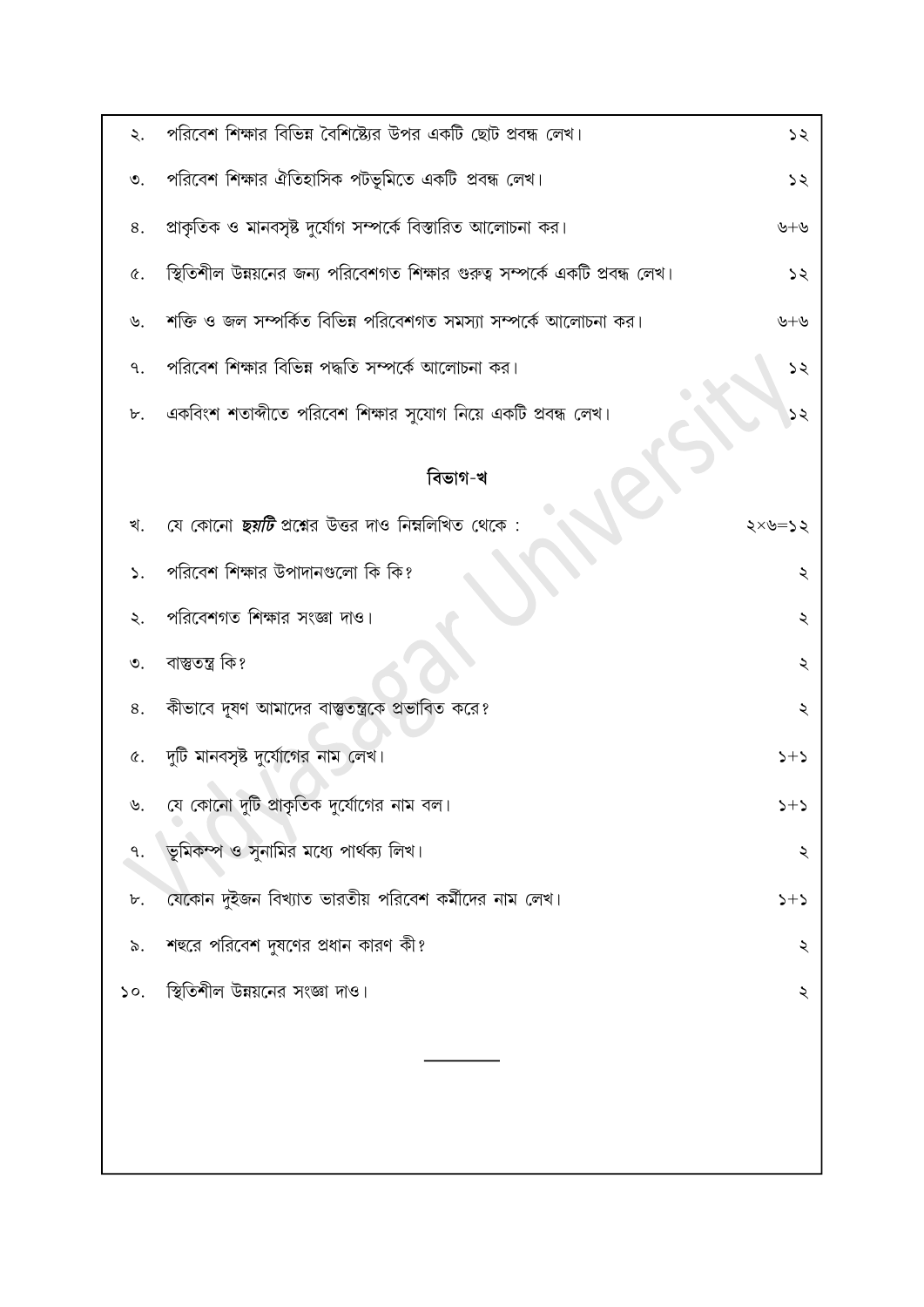২. পরিবেশ শিক্ষার বিভিন্ন বৈশিষ্ট্যের উপর একটি ছোট প্রবন্ধ লেখ। ১২

৩. পরিবেশ শিক্ষার ঐতিহাসিক পটভূমিতে একটি প্রবন্ধ লেখ। ১২

৪. প্রাকৃতিক ও মানবসৃষ্ট দুর্যোগ সম্পর্কে বিস্তারিত আলোচনা কর। ৬+৬

৫. স্থিতিশীল উন্নয়নের জন্য পরিবেশগত শিক্ষার গুরুত্ব সম্পর্কে একটি প্রবন্ধ লেখ। ১২

৬. শক্তি ও জল সম্পর্কিত বিভিন্ন পরিবেশগত সমস্যা সম্পর্কে আলোচনা কর। ৬+৬

৭. পরিবেশ শিক্ষার বিভিন্ন পদ্ধতি সম্পর্কে আলোচনা কর। ১২

৮. একবিংশ শতাব্দীতে পরিবেশ শিক্ষার সুযোগ নিয়ে একটি প্রবন্ধ লেখ। ১২

## বিভাগ-খ

খ. যে কোনো ***ছয়টি*** প্রশ্নের উত্তর দাও নিম্নলিখিত থেকে : ২×৬=১২

১. পরিবেশ শিক্ষার উপাদানগুলো কি কি? ২

২. পরিবেশগত শিক্ষার সংজ্ঞা দাও। ২

৩. বাস্তুতন্ত্র কি? ২

৪. কীভাবে দূষণ আমাদের বাস্তুতন্ত্রকে প্রভাবিত করে? ২

৫. দুটি মানবসৃষ্ট দুর্যোগের নাম লেখ। ১+১

৬. যে কোনো দুটি প্রাকৃতিক দুর্যোগের নাম বল। ১+১

৭. ভূমিকম্প ও সুনামির মধ্যে পার্থক্য লিখ। ২

৮. যেকোন দুইজন বিখ্যাত ভারতীয় পরিবেশ কর্মীদের নাম লেখ। ১+১

৯. শহুরে পরিবেশ দূষণের প্রধান কারণ কী? ২

১০. স্থিতিশীল উন্নয়নের সংজ্ঞা দাও। ২

---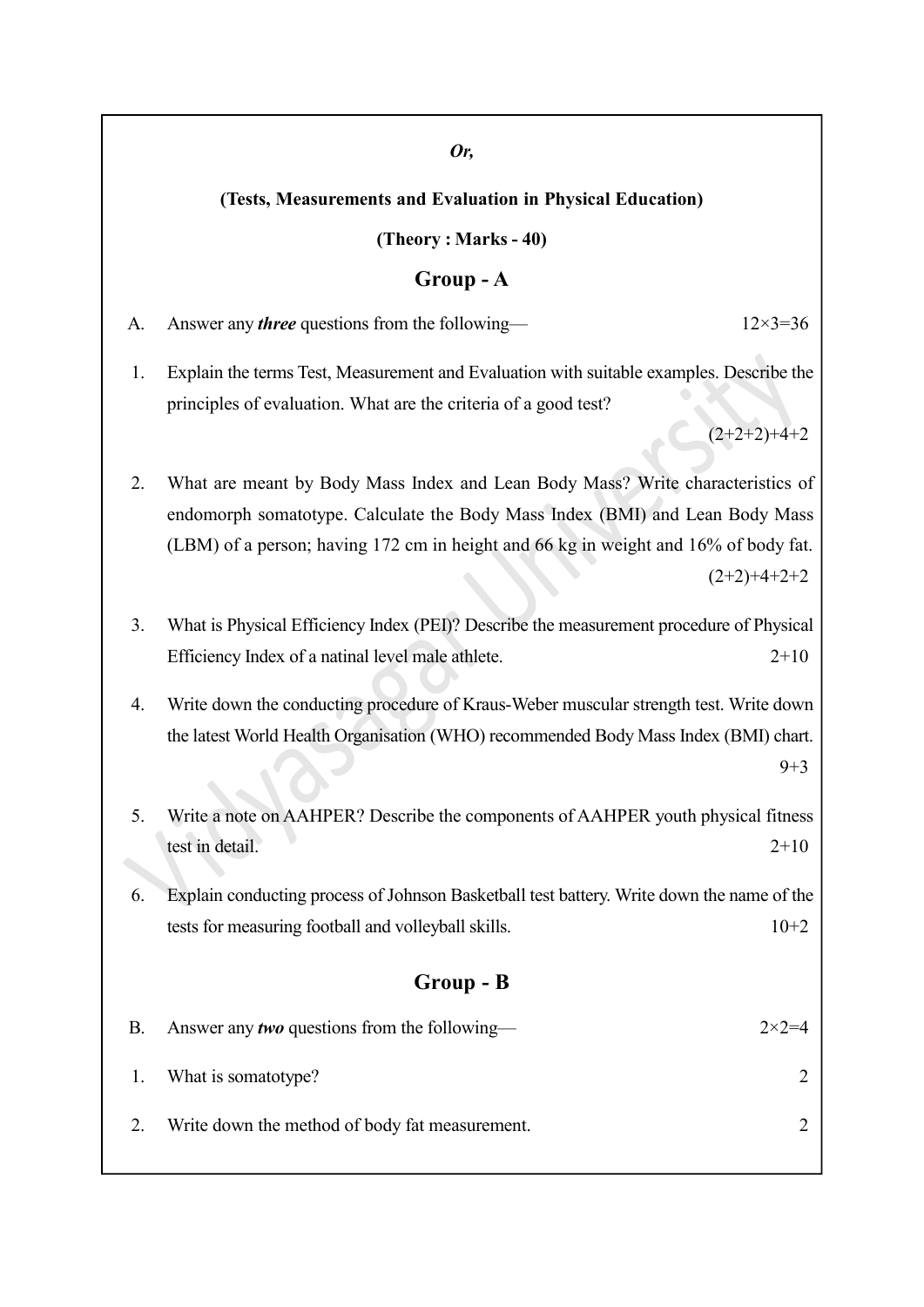*Or,*

**(Tests, Measurements and Evaluation in Physical Education)**

**(Theory : Marks - 40)**

## Group - A

A. Answer any ***three*** questions from the following— 12×3=36

1. Explain the terms Test, Measurement and Evaluation with suitable examples. Describe the principles of evaluation. What are the criteria of a good test? (2+2+2)+4+2

2. What are meant by Body Mass Index and Lean Body Mass? Write characteristics of endomorph somatotype. Calculate the Body Mass Index (BMI) and Lean Body Mass (LBM) of a person; having 172 cm in height and 66 kg in weight and 16% of body fat. (2+2)+4+2+2

3. What is Physical Efficiency Index (PEI)? Describe the measurement procedure of Physical Efficiency Index of a natinal level male athlete. 2+10

4. Write down the conducting procedure of Kraus-Weber muscular strength test. Write down the latest World Health Organisation (WHO) recommended Body Mass Index (BMI) chart. 9+3

5. Write a note on AAHPER? Describe the components of AAHPER youth physical fitness test in detail. 2+10

6. Explain conducting process of Johnson Basketball test battery. Write down the name of the tests for measuring football and volleyball skills. 10+2

## Group - B

B. Answer any ***two*** questions from the following— 2×2=4

1. What is somatotype? 2

2. Write down the method of body fat measurement. 2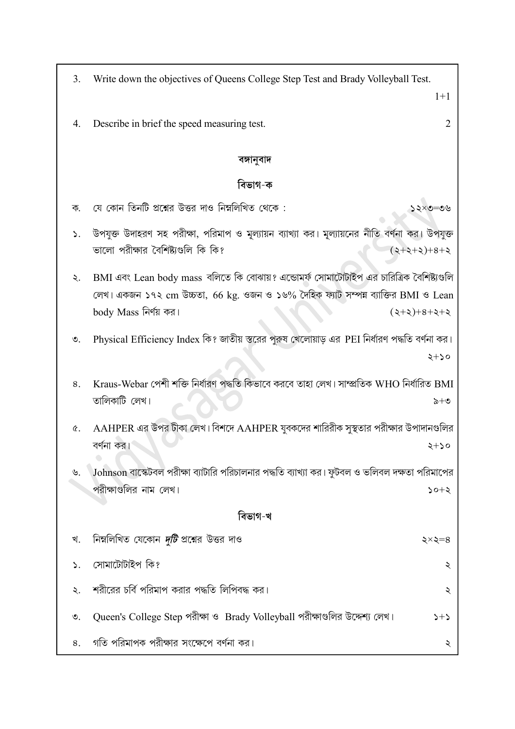3. Write down the objectives of Queens College Step Test and Brady Volleyball Test. 1+1

4. Describe in brief the speed measuring test. 2

## বঙ্গানুবাদ

### বিভাগ-ক

ক. যে কোন তিনটি প্রশ্নের উত্তর দাও নিম্নলিখিত থেকে : ১২×৩=৩৬

১. উপযুক্ত উদাহরণ সহ পরীক্ষা, পরিমাপ ও মূল্যায়ন ব্যাখ্যা কর। মূল্যায়নের নীতি বর্ণনা কর। উপযুক্ত ভালো পরীক্ষার বৈশিষ্ট্যগুলি কি কি? (২+২+২)+৪+২

২. BMI এবং Lean body mass বলিতে কি বোঝায়? এন্ডোমর্ফ সোমাটোটাইপ এর চারিত্রিক বৈশিষ্ট্যগুলি লেখ। একজন ১৭২ cm উচ্চতা, 66 kg. ওজন ও ১৬% দৈহিক ফ্যাট সম্পন্ন ব্যাক্তির BMI ও Lean body Mass নির্ণয় কর। (২+২)+৪+২+২

৩. Physical Efficiency Index কি? জাতীয় স্তরের পুরুষ খেলোয়াড় এর PEI নির্ধারণ পদ্ধতি বর্ণনা কর। ২+১০

৪. Kraus-Webar পেশী শক্তি নির্ধারণ পদ্ধতি কিভাবে করবে তাহা লেখ। সাম্প্রতিক WHO নির্ধারিত BMI তালিকাটি লেখ। ৯+৩

৫. AAHPER এর উপর টীকা লেখ। বিশদে AAHPER যুবকদের শারিরীক সুস্থতার পরীক্ষার উপাদানগুলির বর্ণনা কর। ২+১০

৬. Johnson বাস্কেটবল পরীক্ষা ব্যাটারি পরিচালনার পদ্ধতি ব্যাখ্যা কর। ফুটবল ও ভলিবল দক্ষতা পরিমাপের পরীক্ষাগুলির নাম লেখ। ১০+২

### বিভাগ-খ

খ. নিম্নলিখিত যেকোন ***দুটি*** প্রশ্নের উত্তর দাও ২×২=৪

১. সোমাটোটাইপ কি? ২

২. শরীরের চর্বি পরিমাপ করার পদ্ধতি লিপিবদ্ধ কর। ২

৩. Queen's College Step পরীক্ষা ও Brady Volleyball পরীক্ষাগুলির উদ্দেশ্য লেখ। ১+১

৪. গতি পরিমাপক পরীক্ষার সংক্ষেপে বর্ণনা কর। ২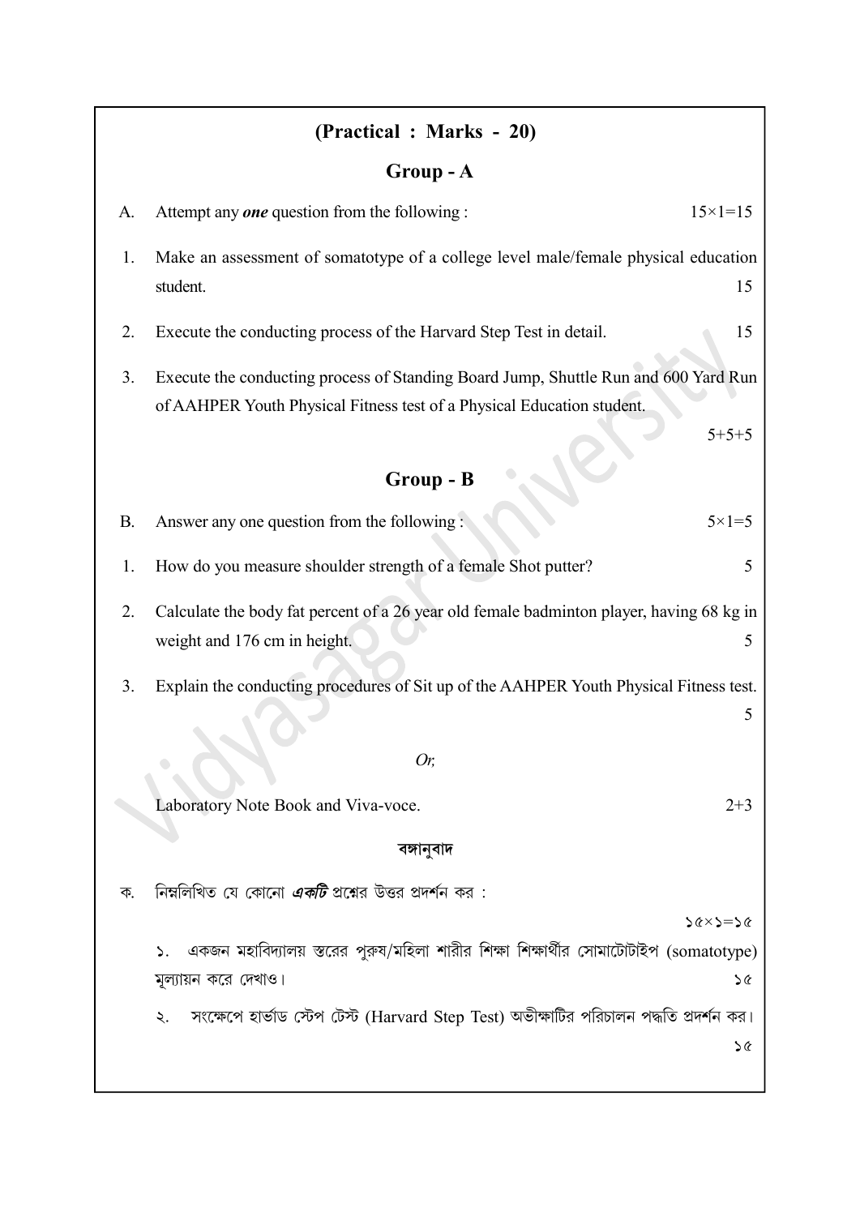## (Practical : Marks - 20)

### Group - A

A. Attempt any ***one*** question from the following : $15 \times 1 = 15$

1. Make an assessment of somatotype of a college level male/female physical education student. 15

2. Execute the conducting process of the Harvard Step Test in detail. 15

3. Execute the conducting process of Standing Board Jump, Shuttle Run and 600 Yard Run of AAHPER Youth Physical Fitness test of a Physical Education student. 5+5+5

### Group - B

B. Answer any one question from the following : $5 \times 1 = 5$

1. How do you measure shoulder strength of a female Shot putter? 5

2. Calculate the body fat percent of a 26 year old female badminton player, having 68 kg in weight and 176 cm in height. 5

3. Explain the conducting procedures of Sit up of the AAHPER Youth Physical Fitness test. 5

*Or,*

Laboratory Note Book and Viva-voce. 2+3

**বঙ্গানুবাদ**

ক. নিম্নলিখিত যে কোনো ***একটি*** প্রশ্নের উত্তর প্রদর্শন কর : ১৫×১=১৫

১. একজন মহাবিদ্যালয় স্তরের পুরুষ/মহিলা শারীর শিক্ষা শিক্ষার্থীর সোমাটোটাইপ (somatotype) মূল্যায়ন করে দেখাও। ১৫

২. সংক্ষেপে হার্ভাড স্টেপ টেস্ট (Harvard Step Test) অভীক্ষাটির পরিচালন পদ্ধতি প্রদর্শন কর। ১৫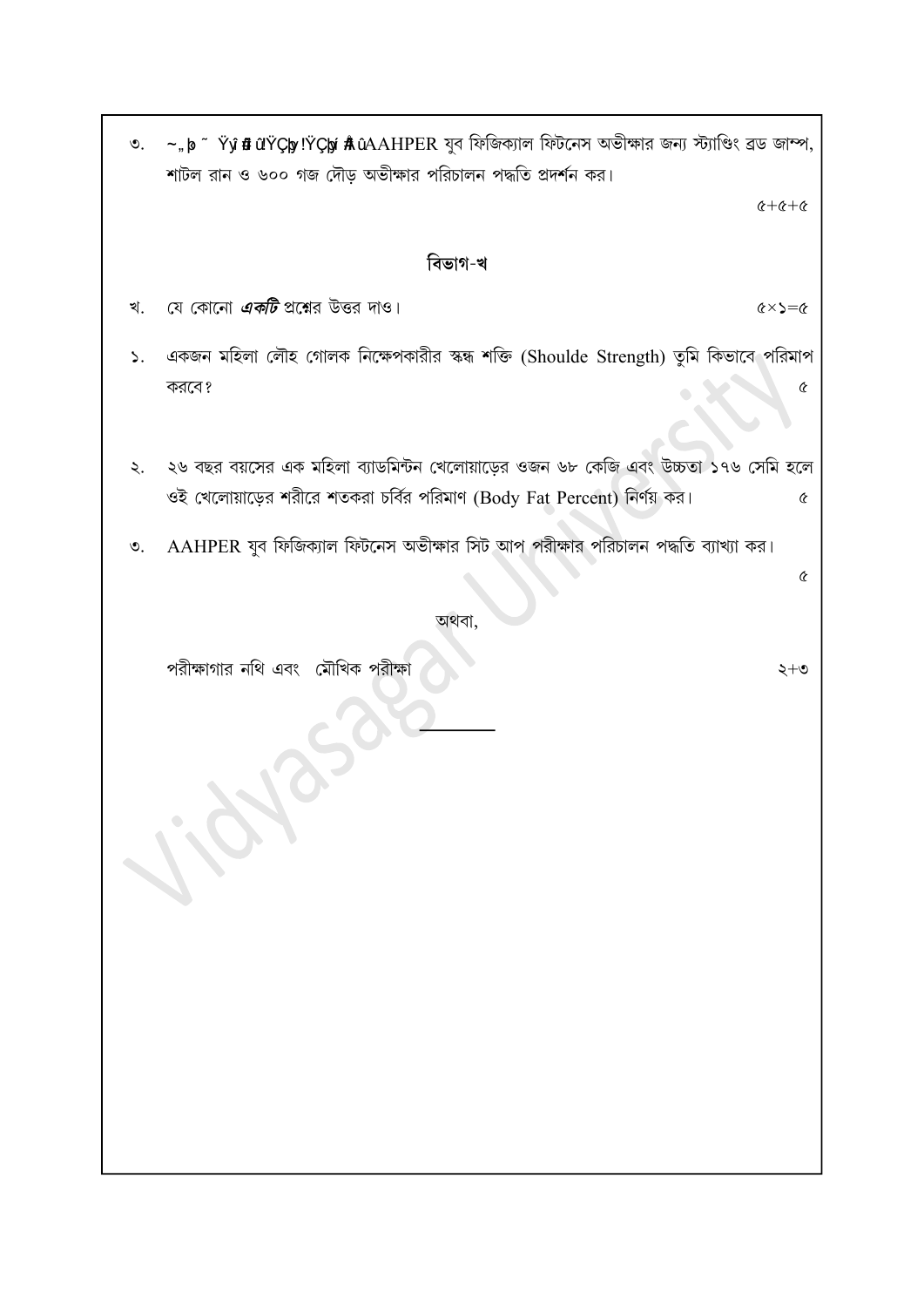৩. ~„þ ˜ Ÿÿ ñ ûŸÇþ !ŸÇþ ñ ûAAHPER যুব ফিজিক্যাল ফিটনেস অভীক্ষার জন্য স্ট্যাণ্ডিং ব্রড জাম্প, শাটল রান ও ৬০০ গজ দৌড় অভীক্ষার পরিচালন পদ্ধতি প্রদর্শন কর।

৫+৫+৫

## বিভাগ-খ

খ. যে কোনো ***একটি*** প্রশ্নের উত্তর দাও। ৫×১=৫

১. একজন মহিলা লৌহ গোলক নিক্ষেপকারীর স্কন্ধ শক্তি (Shoulde Strength) তুমি কিভাবে পরিমাপ করবে? ৫

২. ২৬ বছর বয়সের এক মহিলা ব্যাডমিন্টন খেলোয়াড়ের ওজন ৬৮ কেজি এবং উচ্চতা ১৭৬ সেমি হলে ওই খেলোয়াড়ের শরীরে শতকরা চর্বির পরিমাণ (Body Fat Percent) নির্ণয় কর। ৫

৩. AAHPER যুব ফিজিক্যাল ফিটনেস অভীক্ষার সিট আপ পরীক্ষার পরিচালন পদ্ধতি ব্যাখ্যা কর।

৫

অথবা,

পরীক্ষাগার নথি এবং মৌখিক পরীক্ষা ২+৩

---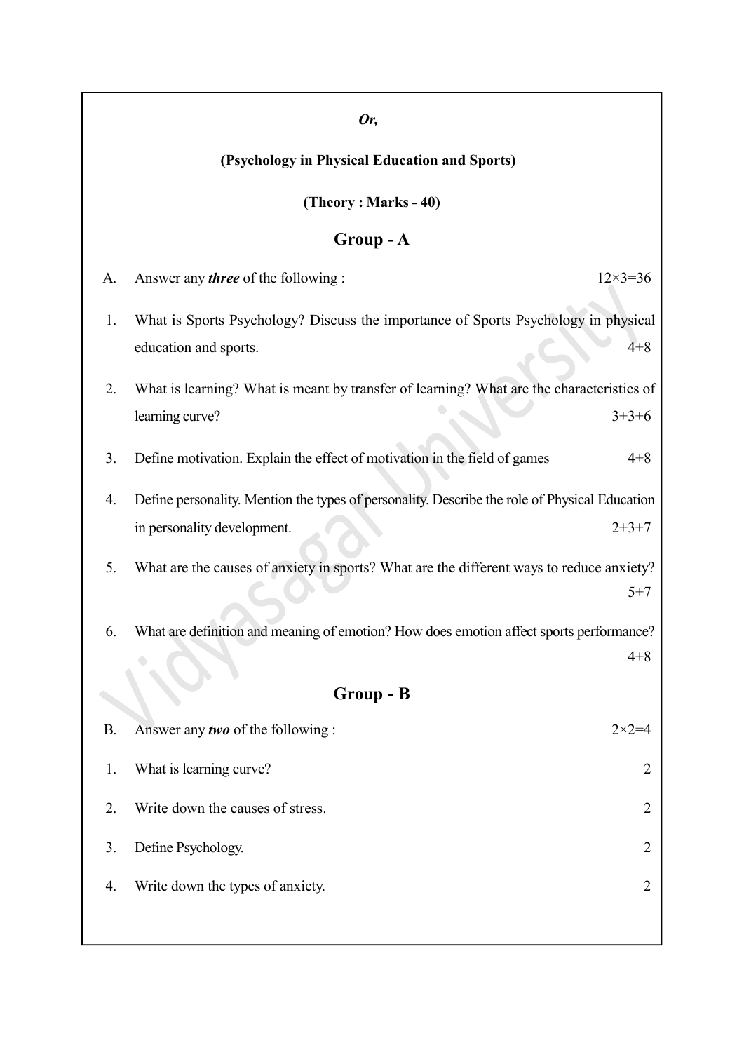*Or,*

**(Psychology in Physical Education and Sports)**

**(Theory : Marks - 40)**

## Group - A

A. Answer any ***three*** of the following : 12×3=36

1. What is Sports Psychology? Discuss the importance of Sports Psychology in physical education and sports. 4+8

2. What is learning? What is meant by transfer of learning? What are the characteristics of learning curve? 3+3+6

3. Define motivation. Explain the effect of motivation in the field of games 4+8

4. Define personality. Mention the types of personality. Describe the role of Physical Education in personality development. 2+3+7

5. What are the causes of anxiety in sports? What are the different ways to reduce anxiety? 5+7

6. What are definition and meaning of emotion? How does emotion affect sports performance? 4+8

## Group - B

B. Answer any ***two*** of the following : 2×2=4

1. What is learning curve? 2

2. Write down the causes of stress. 2

3. Define Psychology. 2

4. Write down the types of anxiety. 2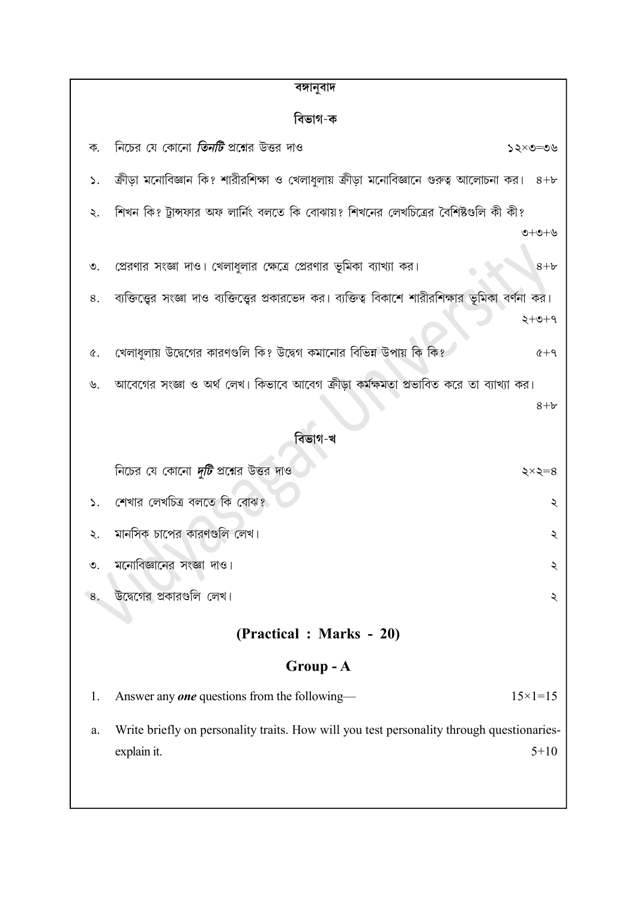## বঙ্গানুবাদ

### বিভাগ-ক

ক. নিচের যে কোনো ***তিনটি*** প্রশ্নের উত্তর দাও ১২×৩=৩৬

১. ক্রীড়া মনোবিজ্ঞান কি? শারীরশিক্ষা ও খেলাধুলায় ক্রীড়া মনোবিজ্ঞানে গুরুত্ব আলোচনা কর। ৪+৮

২. শিখন কি? ট্রান্সফার অফ লার্নিং বলতে কি বোঝায়? শিখনের লেখচিত্রের বৈশিষ্টগুলি কী কী? ৩+৩+৬

৩. প্রেরণার সংজ্ঞা দাও। খেলাধুলার ক্ষেত্রে প্রেরণার ভূমিকা ব্যাখ্যা কর। ৪+৮

৪. ব্যক্তিত্বের সংজ্ঞা দাও ব্যক্তিত্বের প্রকারভেদ কর। ব্যক্তিত্ব বিকাশে শারীরশিক্ষার ভূমিকা বর্ণনা কর। ২+৩+৭

৫. খেলাধুলায় উদ্বেগের কারণগুলি কি? উদ্বেগ কমানোর বিভিন্ন উপায় কি কি? ৫+৭

৬. আবেগের সংজ্ঞা ও অর্থ লেখ। কিভাবে আবেগ ক্রীড়া কর্মক্ষমতা প্রভাবিত করে তা ব্যাখ্যা কর। ৪+৮

### বিভাগ-খ

নিচের যে কোনো ***দুটি*** প্রশ্নের উত্তর দাও ২×২=৪

১. শেখার লেখচিত্র বলতে কি বোঝ? ২

২. মানসিক চাপের কারণগুলি লেখ। ২

৩. মনোবিজ্ঞানের সংজ্ঞা দাও। ২

৪. উদ্বেগের প্রকারগুলি লেখ। ২

## (Practical : Marks - 20)

### Group - A

1. Answer any ***one*** questions from the following— 15×1=15

a. Write briefly on personality traits. How will you test personality through questionaries- explain it. 5+10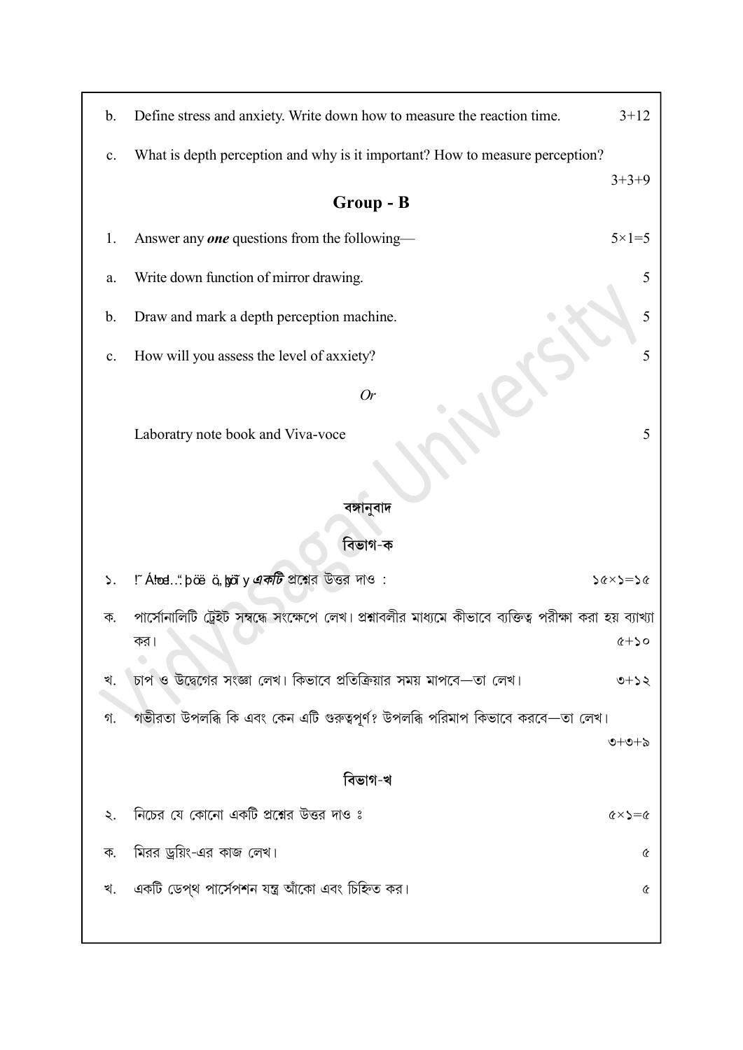b. Define stress and anxiety. Write down how to measure the reaction time. 3+12

c. What is depth perception and why is it important? How to measure perception? 3+3+9

## Group - B

1. Answer any ***one*** questions from the following— 5×1=5

a. Write down function of mirror drawing. 5

b. Draw and mark a depth perception machine. 5

c. How will you assess the level of axxiety? 5

*Or*

Laboratry note book and Viva-voce 5

## বঙ্গানুবাদ

### বিভাগ-ক

১. !˝ Á!œł..˝ þöë ö, þöï y ***একটি*** প্রশ্নের উত্তর দাও : ১৫×১=১৫

ক. পার্সোনালিটি ট্রেইট সম্বন্ধে সংক্ষেপে লেখ। প্রশ্নাবলীর মাধ্যমে কীভাবে ব্যক্তিত্ব পরীক্ষা করা হয় ব্যাখ্যা কর। ৫+১০

খ. চাপ ও উদ্বেগের সংজ্ঞা লেখ। কিভাবে প্রতিক্রিয়ার সময় মাপবে—তা লেখ। ৩+১২

গ. গভীরতা উপলব্ধি কি এবং কেন এটি গুরুত্বপূর্ণ? উপলব্ধি পরিমাপ কিভাবে করবে—তা লেখ। ৩+৩+৯

### বিভাগ-খ

২. নিচের যে কোনো একটি প্রশ্নের উত্তর দাও ঃ ৫×১=৫

ক. মিরর ড্রয়িং-এর কাজ লেখ। ৫

খ. একটি ডেপ্‌থ পার্সেপশন যন্ত্র আঁকো এবং চিহ্নিত কর। ৫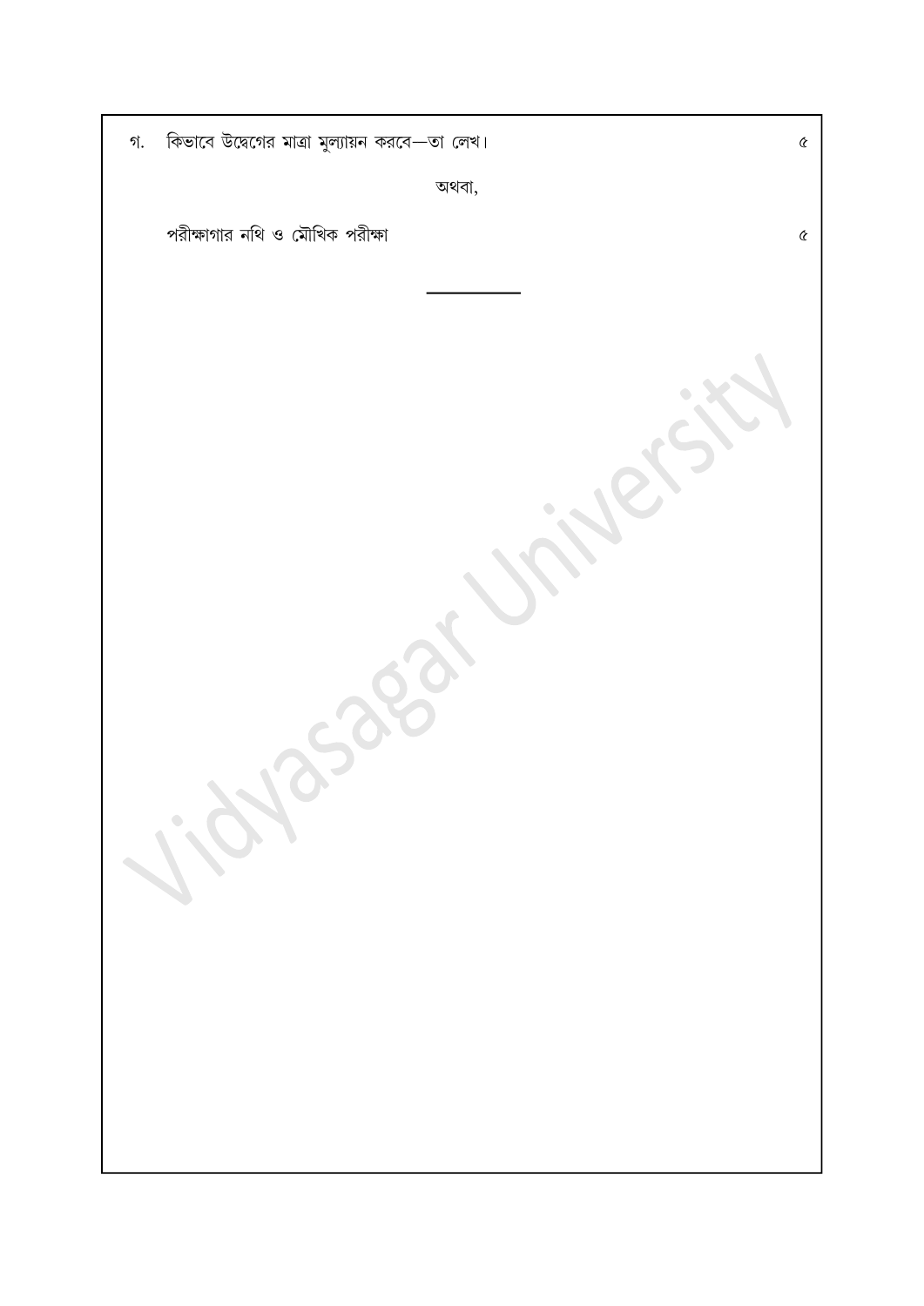গ. কিভাবে উদ্বেগের মাত্রা মুল্যায়ন করবে—তা লেখ। ৫

অথবা,

পরীক্ষাগার নথি ও মৌখিক পরীক্ষা ৫

---